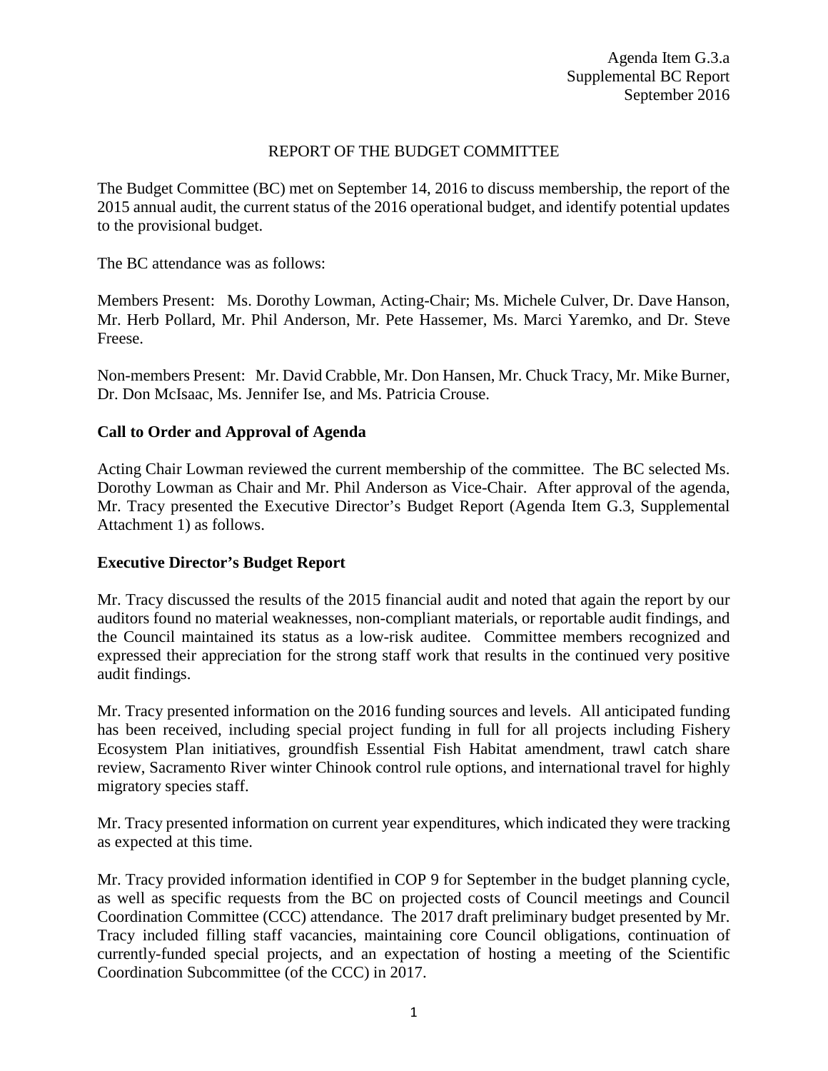Agenda Item G.3.a
Supplemental BC Report
September 2016

# REPORT OF THE BUDGET COMMITTEE

The Budget Committee (BC) met on September 14, 2016 to discuss membership, the report of the 2015 annual audit, the current status of the 2016 operational budget, and identify potential updates to the provisional budget.

The BC attendance was as follows:

Members Present: Ms. Dorothy Lowman, Acting-Chair; Ms. Michele Culver, Dr. Dave Hanson, Mr. Herb Pollard, Mr. Phil Anderson, Mr. Pete Hassemer, Ms. Marci Yaremko, and Dr. Steve Freese.

Non-members Present: Mr. David Crabble, Mr. Don Hansen, Mr. Chuck Tracy, Mr. Mike Burner, Dr. Don McIsaac, Ms. Jennifer Ise, and Ms. Patricia Crouse.

## Call to Order and Approval of Agenda

Acting Chair Lowman reviewed the current membership of the committee. The BC selected Ms. Dorothy Lowman as Chair and Mr. Phil Anderson as Vice-Chair. After approval of the agenda, Mr. Tracy presented the Executive Director's Budget Report (Agenda Item G.3, Supplemental Attachment 1) as follows.

## Executive Director's Budget Report

Mr. Tracy discussed the results of the 2015 financial audit and noted that again the report by our auditors found no material weaknesses, non-compliant materials, or reportable audit findings, and the Council maintained its status as a low-risk auditee. Committee members recognized and expressed their appreciation for the strong staff work that results in the continued very positive audit findings.

Mr. Tracy presented information on the 2016 funding sources and levels. All anticipated funding has been received, including special project funding in full for all projects including Fishery Ecosystem Plan initiatives, groundfish Essential Fish Habitat amendment, trawl catch share review, Sacramento River winter Chinook control rule options, and international travel for highly migratory species staff.

Mr. Tracy presented information on current year expenditures, which indicated they were tracking as expected at this time.

Mr. Tracy provided information identified in COP 9 for September in the budget planning cycle, as well as specific requests from the BC on projected costs of Council meetings and Council Coordination Committee (CCC) attendance. The 2017 draft preliminary budget presented by Mr. Tracy included filling staff vacancies, maintaining core Council obligations, continuation of currently-funded special projects, and an expectation of hosting a meeting of the Scientific Coordination Subcommittee (of the CCC) in 2017.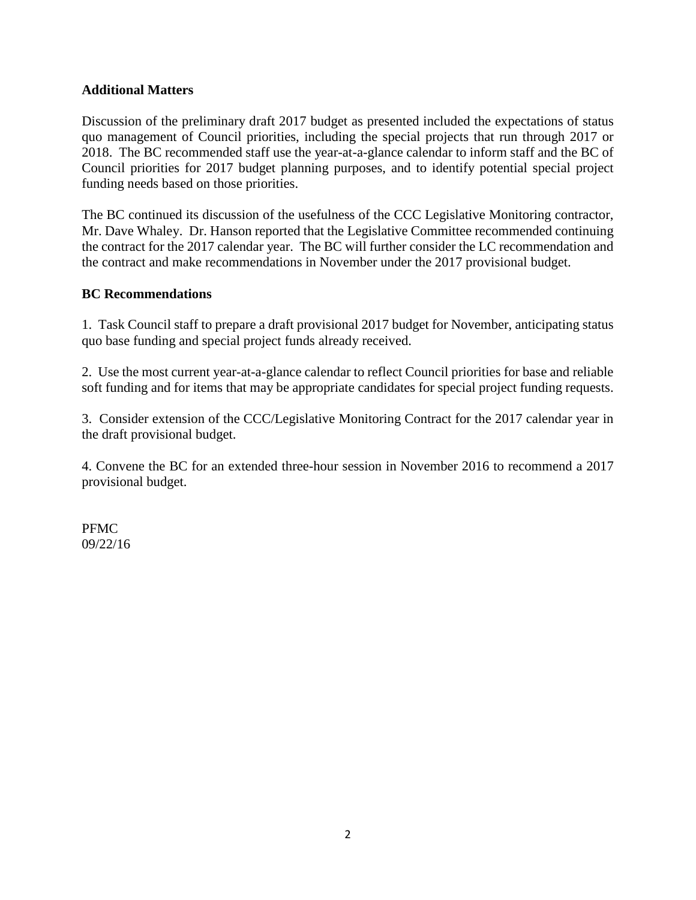**Additional Matters**

Discussion of the preliminary draft 2017 budget as presented included the expectations of status quo management of Council priorities, including the special projects that run through 2017 or 2018. The BC recommended staff use the year-at-a-glance calendar to inform staff and the BC of Council priorities for 2017 budget planning purposes, and to identify potential special project funding needs based on those priorities.

The BC continued its discussion of the usefulness of the CCC Legislative Monitoring contractor, Mr. Dave Whaley. Dr. Hanson reported that the Legislative Committee recommended continuing the contract for the 2017 calendar year. The BC will further consider the LC recommendation and the contract and make recommendations in November under the 2017 provisional budget.

**BC Recommendations**

1. Task Council staff to prepare a draft provisional 2017 budget for November, anticipating status quo base funding and special project funds already received.

2. Use the most current year-at-a-glance calendar to reflect Council priorities for base and reliable soft funding and for items that may be appropriate candidates for special project funding requests.

3. Consider extension of the CCC/Legislative Monitoring Contract for the 2017 calendar year in the draft provisional budget.

4. Convene the BC for an extended three-hour session in November 2016 to recommend a 2017 provisional budget.

PFMC
09/22/16